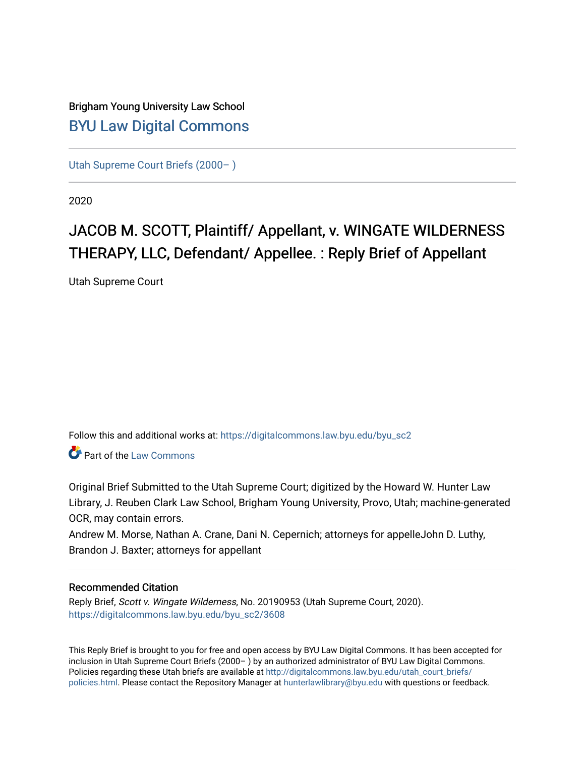Brigham Young University Law School

## BYU Law Digital Commons

Utah Supreme Court Briefs (2000– )

2020

# JACOB M. SCOTT, Plaintiff/ Appellant, v. WINGATE WILDERNESS THERAPY, LLC, Defendant/ Appellee. : Reply Brief of Appellant

Utah Supreme Court

Follow this and additional works at: https://digitalcommons.law.byu.edu/byu_sc2

Part of the Law Commons

Original Brief Submitted to the Utah Supreme Court; digitized by the Howard W. Hunter Law Library, J. Reuben Clark Law School, Brigham Young University, Provo, Utah; machine-generated OCR, may contain errors.

Andrew M. Morse, Nathan A. Crane, Dani N. Cepernich; attorneys for appelleJohn D. Luthy, Brandon J. Baxter; attorneys for appellant

### Recommended Citation

Reply Brief, *Scott v. Wingate Wilderness*, No. 20190953 (Utah Supreme Court, 2020).
https://digitalcommons.law.byu.edu/byu_sc2/3608

This Reply Brief is brought to you for free and open access by BYU Law Digital Commons. It has been accepted for inclusion in Utah Supreme Court Briefs (2000– ) by an authorized administrator of BYU Law Digital Commons. Policies regarding these Utah briefs are available at http://digitalcommons.law.byu.edu/utah_court_briefs/policies.html. Please contact the Repository Manager at hunterlawlibrary@byu.edu with questions or feedback.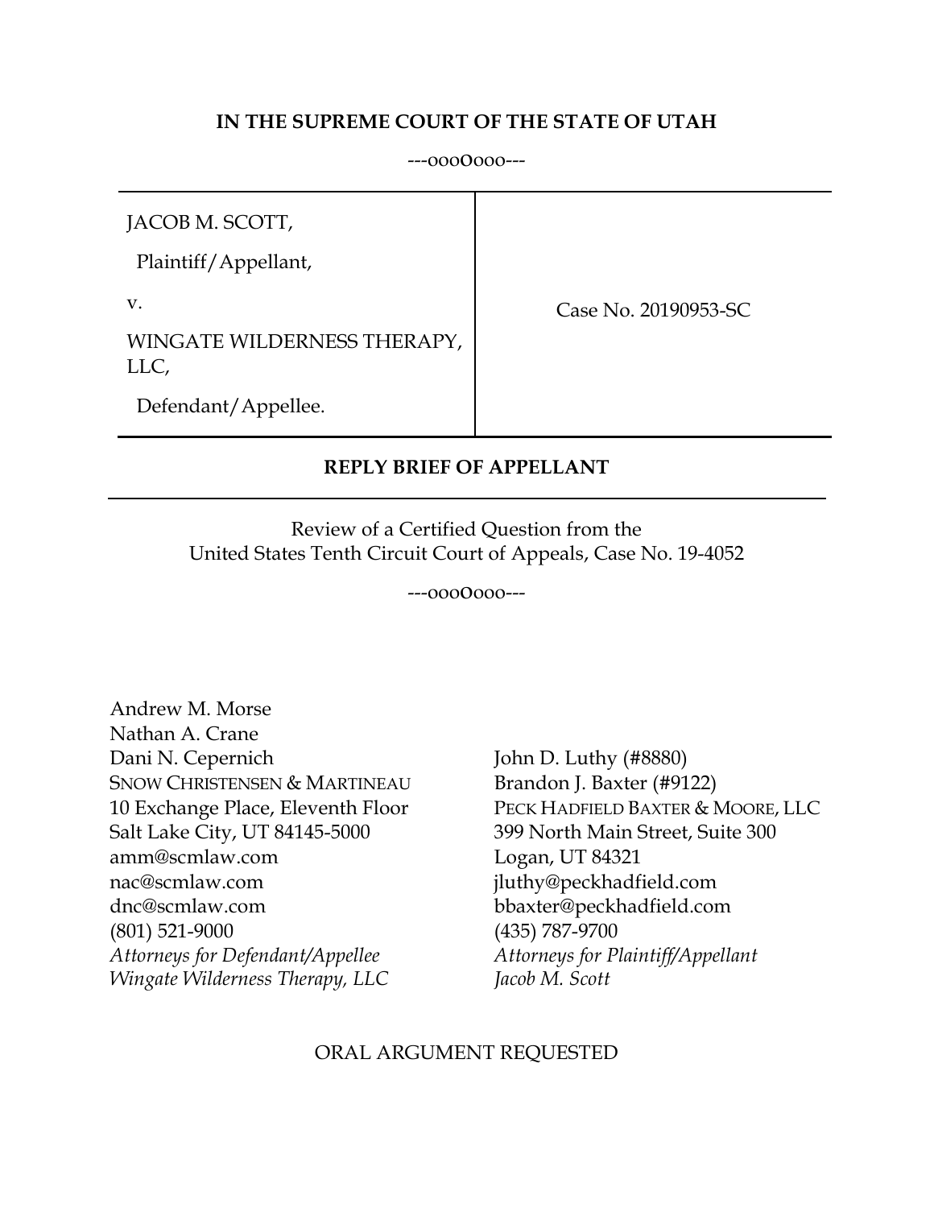**IN THE SUPREME COURT OF THE STATE OF UTAH**

---oooOooo---

| | |
|---|---|
| JACOB M. SCOTT,<br><br>Plaintiff/Appellant,<br><br>v.<br><br>WINGATE WILDERNESS THERAPY, LLC,<br><br>Defendant/Appellee. | Case No. 20190953-SC |

**REPLY BRIEF OF APPELLANT**

Review of a Certified Question from the
United States Tenth Circuit Court of Appeals, Case No. 19-4052

---oooOooo---

Andrew M. Morse
Nathan A. Crane
Dani N. Cepernich
SNOW CHRISTENSEN & MARTINEAU
10 Exchange Place, Eleventh Floor
Salt Lake City, UT 84145-5000
amm@scmlaw.com
nac@scmlaw.com
dnc@scmlaw.com
(801) 521-9000
*Attorneys for Defendant/Appellee Wingate Wilderness Therapy, LLC*

John D. Luthy (#8880)
Brandon J. Baxter (#9122)
PECK HADFIELD BAXTER & MOORE, LLC
399 North Main Street, Suite 300
Logan, UT 84321
jluthy@peckhadfield.com
bbaxter@peckhadfield.com
(435) 787-9700
*Attorneys for Plaintiff/Appellant Jacob M. Scott*

ORAL ARGUMENT REQUESTED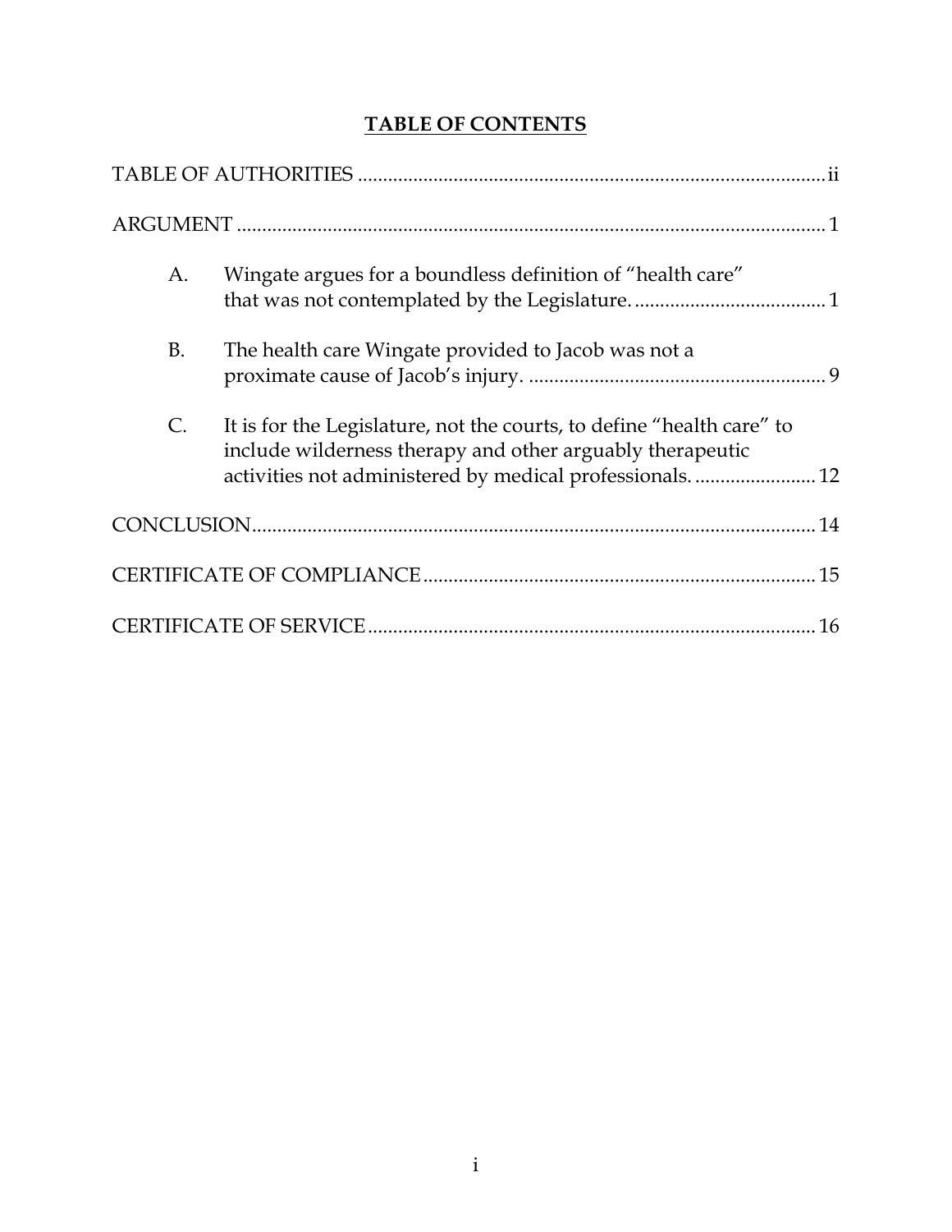## TABLE OF CONTENTS

TABLE OF AUTHORITIES ..................................................................................... ii

ARGUMENT ........................................................................................................ 1

- A. Wingate argues for a boundless definition of "health care" that was not contemplated by the Legislature. ...................................... 1
- B. The health care Wingate provided to Jacob was not a proximate cause of Jacob's injury. ........................................................... 9
- C. It is for the Legislature, not the courts, to define "health care" to include wilderness therapy and other arguably therapeutic activities not administered by medical professionals. ........................ 12

CONCLUSION .................................................................................................. 14

CERTIFICATE OF COMPLIANCE ................................................................... 15

CERTIFICATE OF SERVICE ............................................................................ 16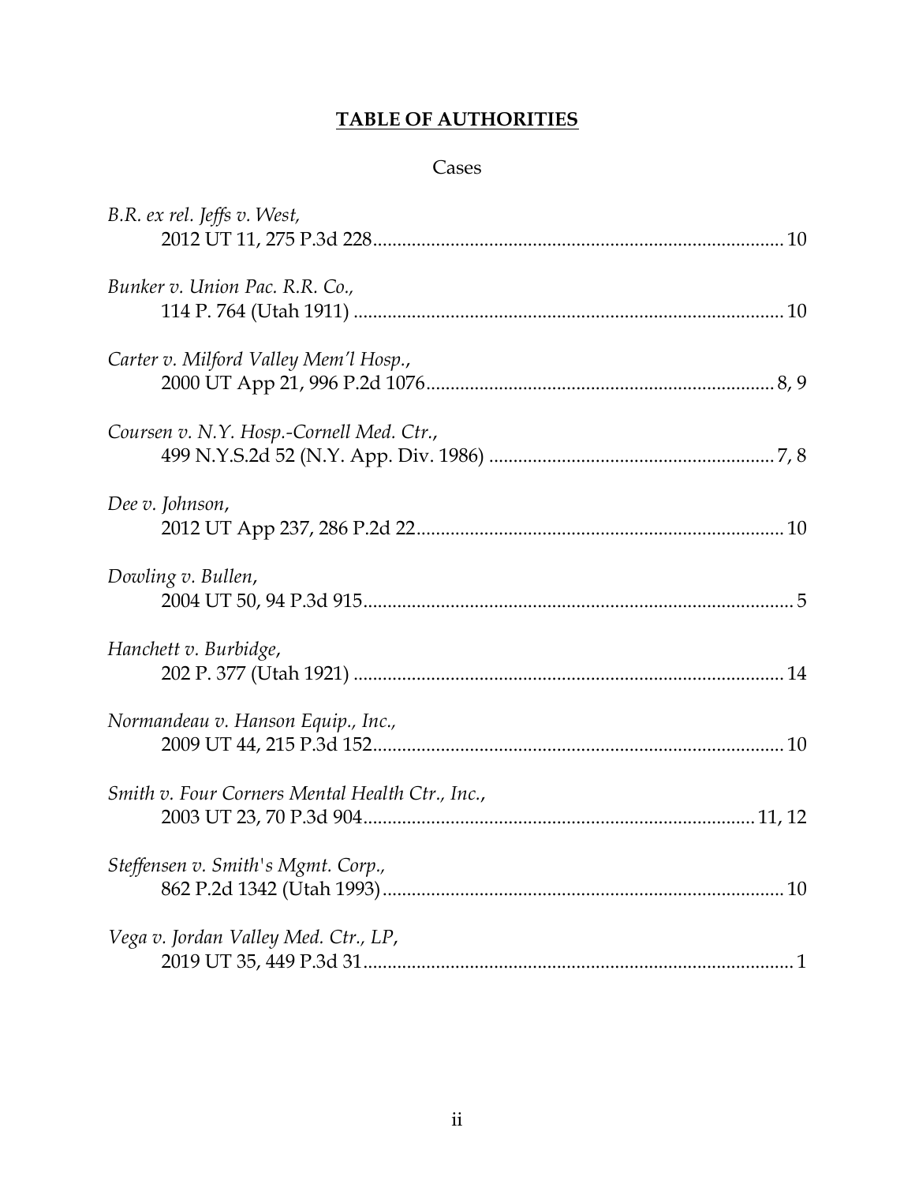# TABLE OF AUTHORITIES

## Cases

*B.R. ex rel. Jeffs v. West*,
2012 UT 11, 275 P.3d 228 .................................................................................. 10

*Bunker v. Union Pac. R.R. Co.*,
114 P. 764 (Utah 1911) ..................................................................................... 10

*Carter v. Milford Valley Mem'l Hosp.*,
2000 UT App 21, 996 P.2d 1076 ..................................................................... 8, 9

*Coursen v. N.Y. Hosp.-Cornell Med. Ctr.*,
499 N.Y.S.2d 52 (N.Y. App. Div. 1986) ......................................................... 7, 8

*Dee v. Johnson*,
2012 UT App 237, 286 P.2d 22 ......................................................................... 10

*Dowling v. Bullen*,
2004 UT 50, 94 P.3d 915 ...................................................................................... 5

*Hanchett v. Burbidge*,
202 P. 377 (Utah 1921) ..................................................................................... 14

*Normandeau v. Hanson Equip., Inc.*,
2009 UT 44, 215 P.3d 152 .................................................................................. 10

*Smith v. Four Corners Mental Health Ctr., Inc.*,
2003 UT 23, 70 P.3d 904 ............................................................................... 11, 12

*Steffensen v. Smith's Mgmt. Corp.*,
862 P.2d 1342 (Utah 1993) ................................................................................ 10

*Vega v. Jordan Valley Med. Ctr., LP*,
2019 UT 35, 449 P.3d 31 ...................................................................................... 1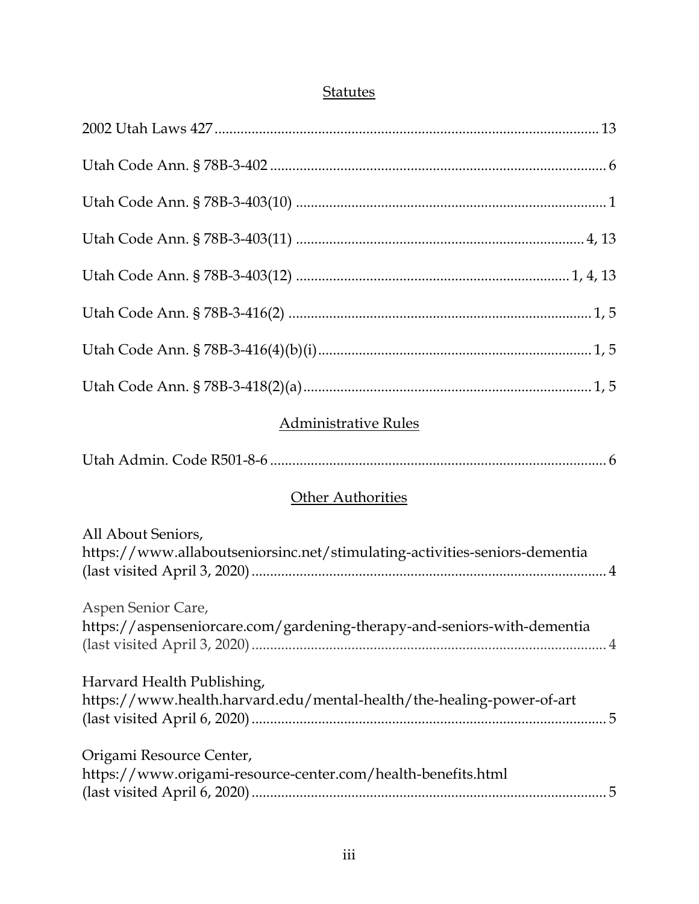## Statutes

2002 Utah Laws 427 ........................................................................................................ 13

Utah Code Ann. § 78B-3-402 .......................................................................................... 6

Utah Code Ann. § 78B-3-403(10) .................................................................................. 1

Utah Code Ann. § 78B-3-403(11) ............................................................................ 4, 13

Utah Code Ann. § 78B-3-403(12) ........................................................................ 1, 4, 13

Utah Code Ann. § 78B-3-416(2) ................................................................................ 1, 5

Utah Code Ann. § 78B-3-416(4)(b)(i) ........................................................................ 1, 5

Utah Code Ann. § 78B-3-418(2)(a) ............................................................................ 1, 5

## Administrative Rules

Utah Admin. Code R501-8-6 .......................................................................................... 6

## Other Authorities

All About Seniors,
https://www.allaboutseniorsinc.net/stimulating-activities-seniors-dementia
(last visited April 3, 2020) ............................................................................................... 4

Aspen Senior Care,
https://aspenseniorcare.com/gardening-therapy-and-seniors-with-dementia
(last visited April 3, 2020) ............................................................................................... 4

Harvard Health Publishing,
https://www.health.harvard.edu/mental-health/the-healing-power-of-art
(last visited April 6, 2020) ............................................................................................... 5

Origami Resource Center,
https://www.origami-resource-center.com/health-benefits.html
(last visited April 6, 2020) ............................................................................................... 5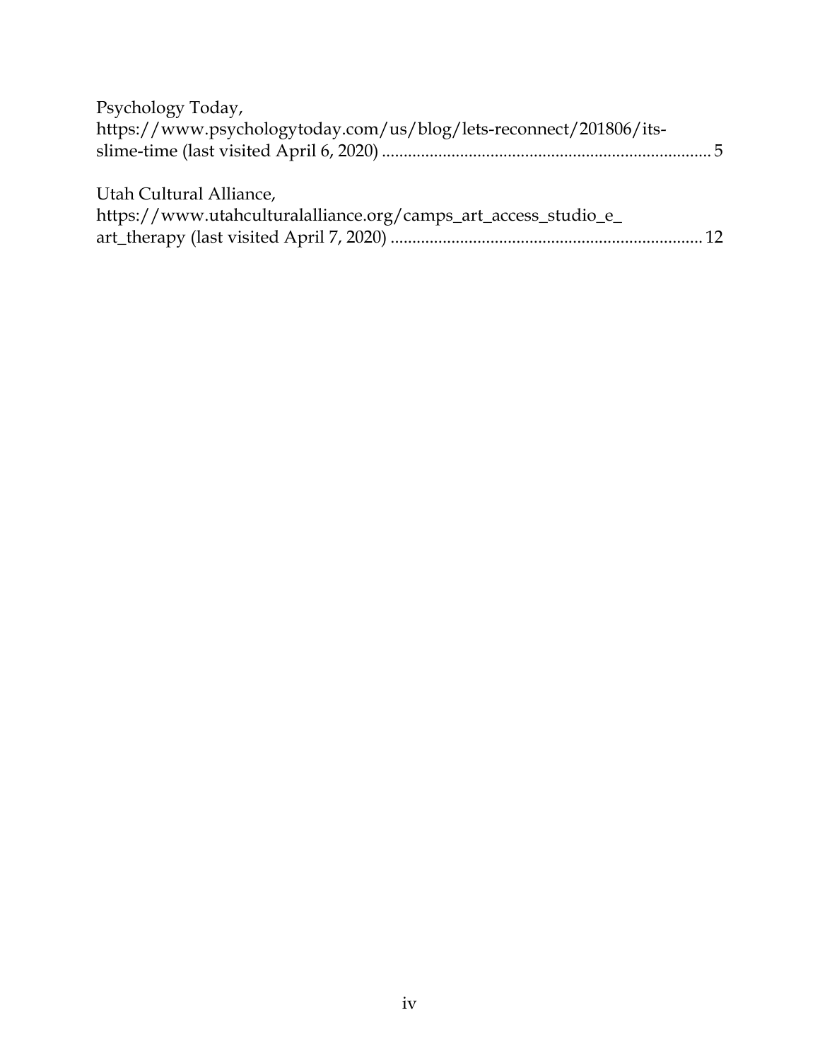Psychology Today,
https://www.psychologytoday.com/us/blog/lets-reconnect/201806/its-slime-time (last visited April 6, 2020) ........................................................................... 5

Utah Cultural Alliance,
https://www.utahculturalalliance.org/camps_art_access_studio_e_art_therapy (last visited April 7, 2020) ...................................................................... 12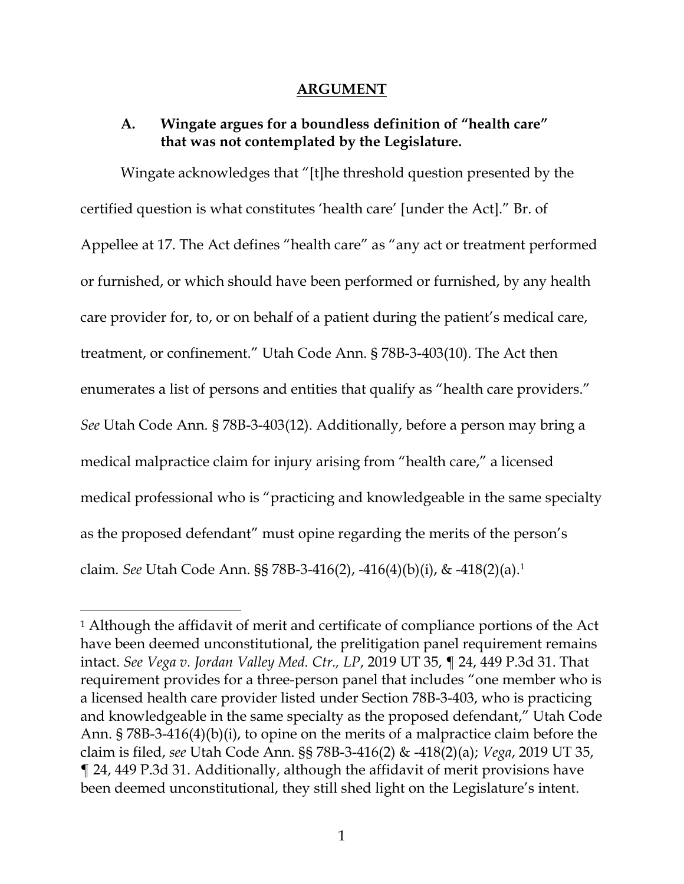# ARGUMENT

### A. Wingate argues for a boundless definition of "health care" that was not contemplated by the Legislature.

Wingate acknowledges that "[t]he threshold question presented by the certified question is what constitutes 'health care' [under the Act]." Br. of Appellee at 17. The Act defines "health care" as "any act or treatment performed or furnished, or which should have been performed or furnished, by any health care provider for, to, or on behalf of a patient during the patient's medical care, treatment, or confinement." Utah Code Ann. § 78B-3-403(10). The Act then enumerates a list of persons and entities that qualify as "health care providers." *See* Utah Code Ann. § 78B-3-403(12). Additionally, before a person may bring a medical malpractice claim for injury arising from "health care," a licensed medical professional who is "practicing and knowledgeable in the same specialty as the proposed defendant" must opine regarding the merits of the person's claim. *See* Utah Code Ann. §§ 78B-3-416(2), -416(4)(b)(i), & -418(2)(a).[1]

[1] Although the affidavit of merit and certificate of compliance portions of the Act have been deemed unconstitutional, the prelitigation panel requirement remains intact. *See Vega v. Jordan Valley Med. Ctr., LP*, 2019 UT 35, ¶ 24, 449 P.3d 31. That requirement provides for a three-person panel that includes "one member who is a licensed health care provider listed under Section 78B-3-403, who is practicing and knowledgeable in the same specialty as the proposed defendant," Utah Code Ann. § 78B-3-416(4)(b)(i), to opine on the merits of a malpractice claim before the claim is filed, *see* Utah Code Ann. §§ 78B-3-416(2) & -418(2)(a); *Vega*, 2019 UT 35, ¶ 24, 449 P.3d 31. Additionally, although the affidavit of merit provisions have been deemed unconstitutional, they still shed light on the Legislature's intent.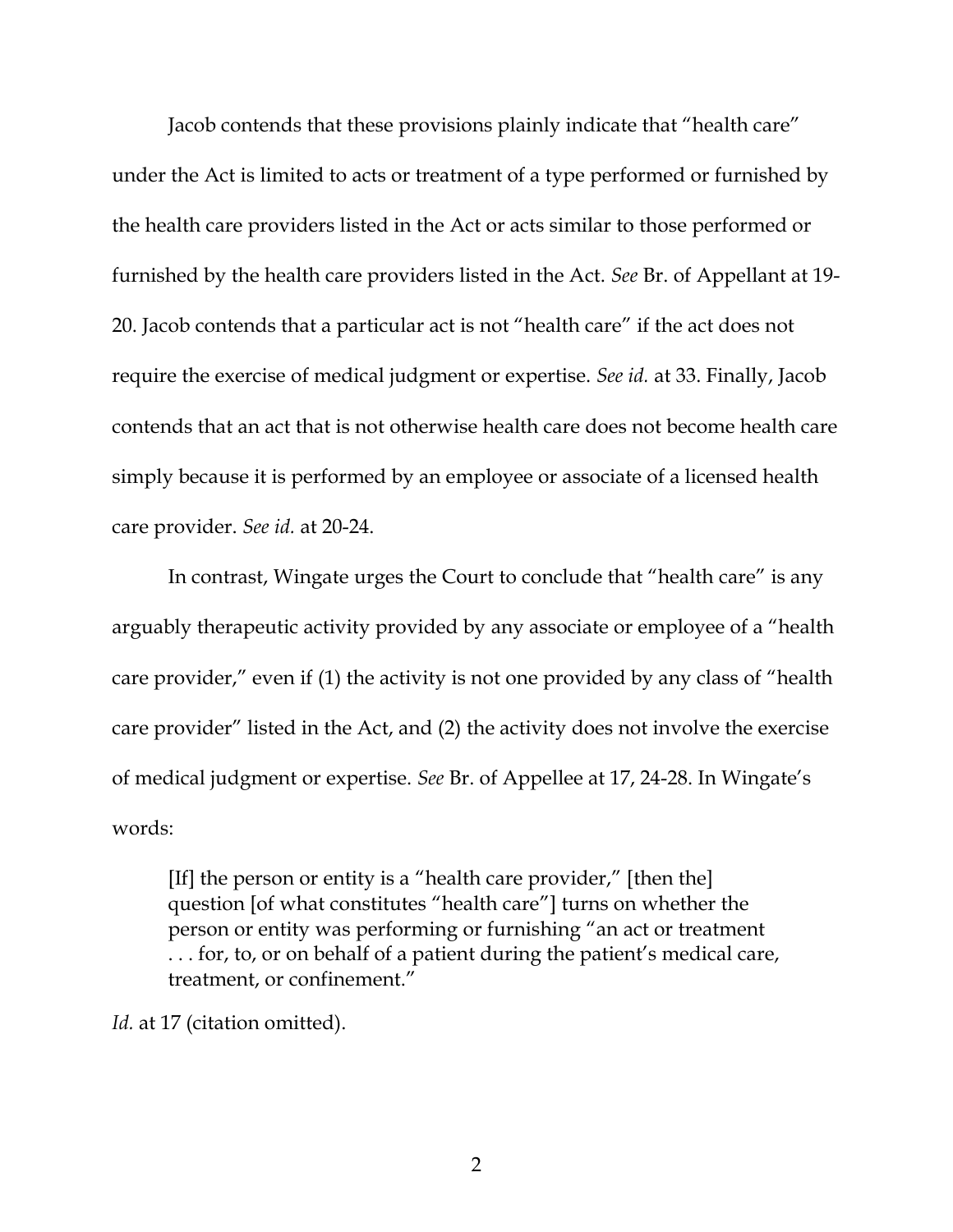Jacob contends that these provisions plainly indicate that "health care" under the Act is limited to acts or treatment of a type performed or furnished by the health care providers listed in the Act or acts similar to those performed or furnished by the health care providers listed in the Act. *See* Br. of Appellant at 19-20. Jacob contends that a particular act is not "health care" if the act does not require the exercise of medical judgment or expertise. *See id.* at 33. Finally, Jacob contends that an act that is not otherwise health care does not become health care simply because it is performed by an employee or associate of a licensed health care provider. *See id.* at 20-24.

In contrast, Wingate urges the Court to conclude that "health care" is any arguably therapeutic activity provided by any associate or employee of a "health care provider," even if (1) the activity is not one provided by any class of "health care provider" listed in the Act, and (2) the activity does not involve the exercise of medical judgment or expertise. *See* Br. of Appellee at 17, 24-28. In Wingate's words:

> [If] the person or entity is a "health care provider," [then the] question [of what constitutes "health care"] turns on whether the person or entity was performing or furnishing "an act or treatment . . . for, to, or on behalf of a patient during the patient's medical care, treatment, or confinement."

*Id.* at 17 (citation omitted).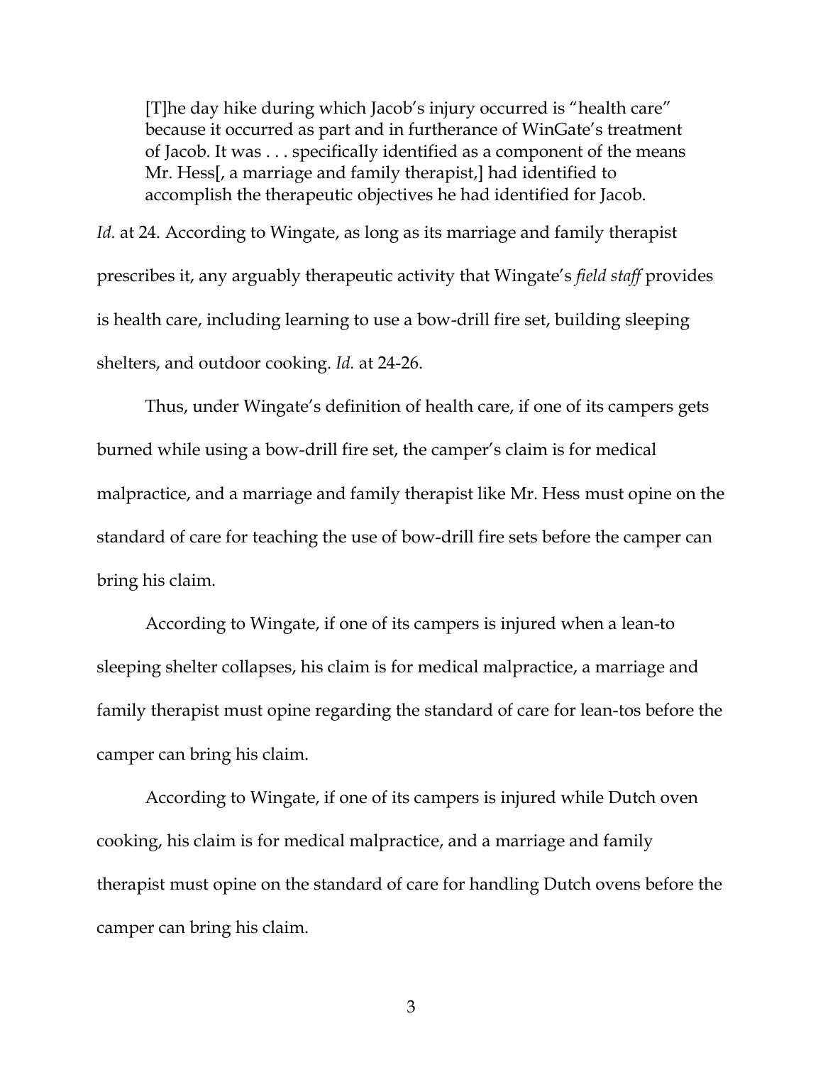> [T]he day hike during which Jacob's injury occurred is "health care" because it occurred as part and in furtherance of WinGate's treatment of Jacob. It was . . . specifically identified as a component of the means Mr. Hess[, a marriage and family therapist,] had identified to accomplish the therapeutic objectives he had identified for Jacob.

*Id.* at 24. According to Wingate, as long as its marriage and family therapist prescribes it, any arguably therapeutic activity that Wingate's *field staff* provides is health care, including learning to use a bow-drill fire set, building sleeping shelters, and outdoor cooking. *Id.* at 24-26.

Thus, under Wingate's definition of health care, if one of its campers gets burned while using a bow-drill fire set, the camper's claim is for medical malpractice, and a marriage and family therapist like Mr. Hess must opine on the standard of care for teaching the use of bow-drill fire sets before the camper can bring his claim.

According to Wingate, if one of its campers is injured when a lean-to sleeping shelter collapses, his claim is for medical malpractice, a marriage and family therapist must opine regarding the standard of care for lean-tos before the camper can bring his claim.

According to Wingate, if one of its campers is injured while Dutch oven cooking, his claim is for medical malpractice, and a marriage and family therapist must opine on the standard of care for handling Dutch ovens before the camper can bring his claim.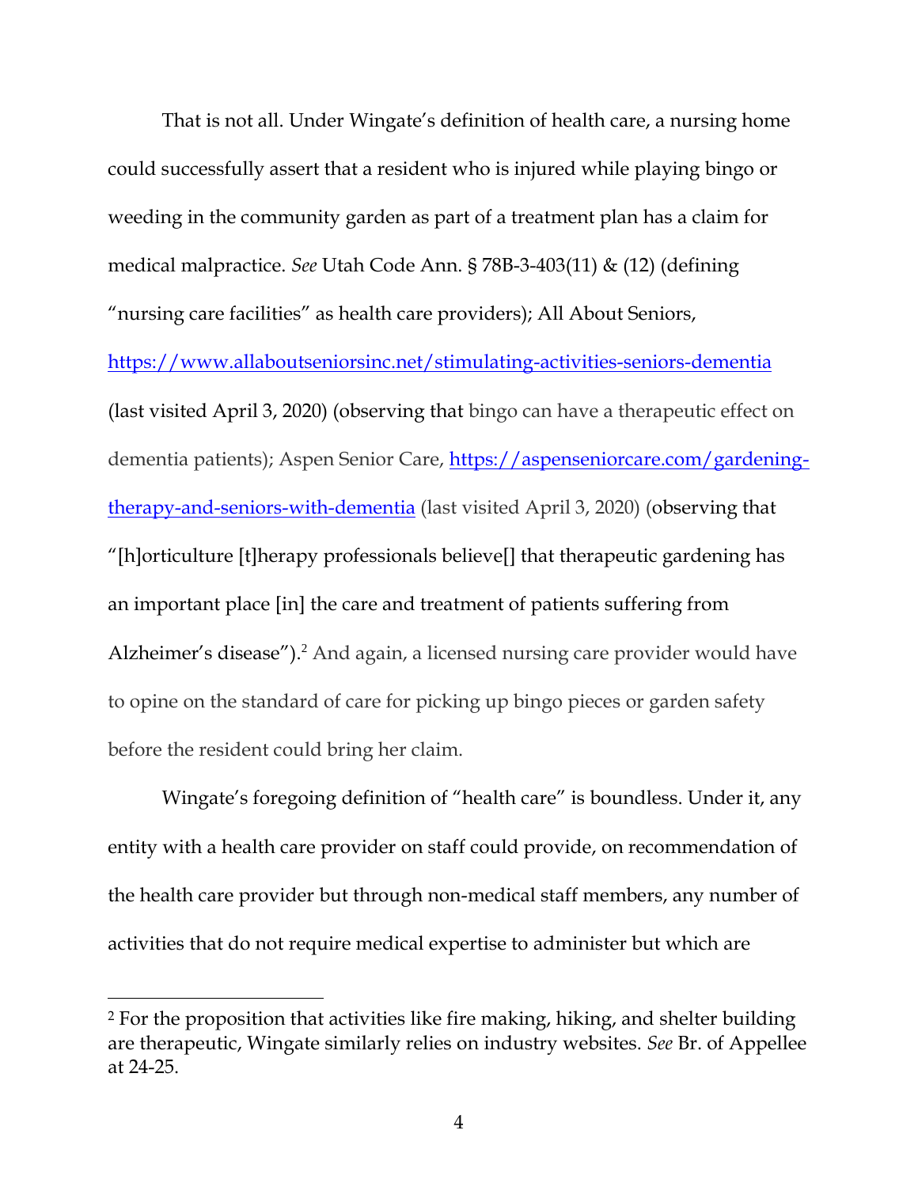That is not all. Under Wingate's definition of health care, a nursing home could successfully assert that a resident who is injured while playing bingo or weeding in the community garden as part of a treatment plan has a claim for medical malpractice. *See* Utah Code Ann. § 78B-3-403(11) & (12) (defining "nursing care facilities" as health care providers); All About Seniors, https://www.allaboutseniorsinc.net/stimulating-activities-seniors-dementia (last visited April 3, 2020) (observing that bingo can have a therapeutic effect on dementia patients); Aspen Senior Care, https://aspenseniorcare.com/gardening-therapy-and-seniors-with-dementia (last visited April 3, 2020) (observing that "[h]orticulture [t]herapy professionals believe[] that therapeutic gardening has an important place [in] the care and treatment of patients suffering from Alzheimer's disease").[2] And again, a licensed nursing care provider would have to opine on the standard of care for picking up bingo pieces or garden safety before the resident could bring her claim.

Wingate's foregoing definition of "health care" is boundless. Under it, any entity with a health care provider on staff could provide, on recommendation of the health care provider but through non-medical staff members, any number of activities that do not require medical expertise to administer but which are

[2] For the proposition that activities like fire making, hiking, and shelter building are therapeutic, Wingate similarly relies on industry websites. *See* Br. of Appellee at 24-25.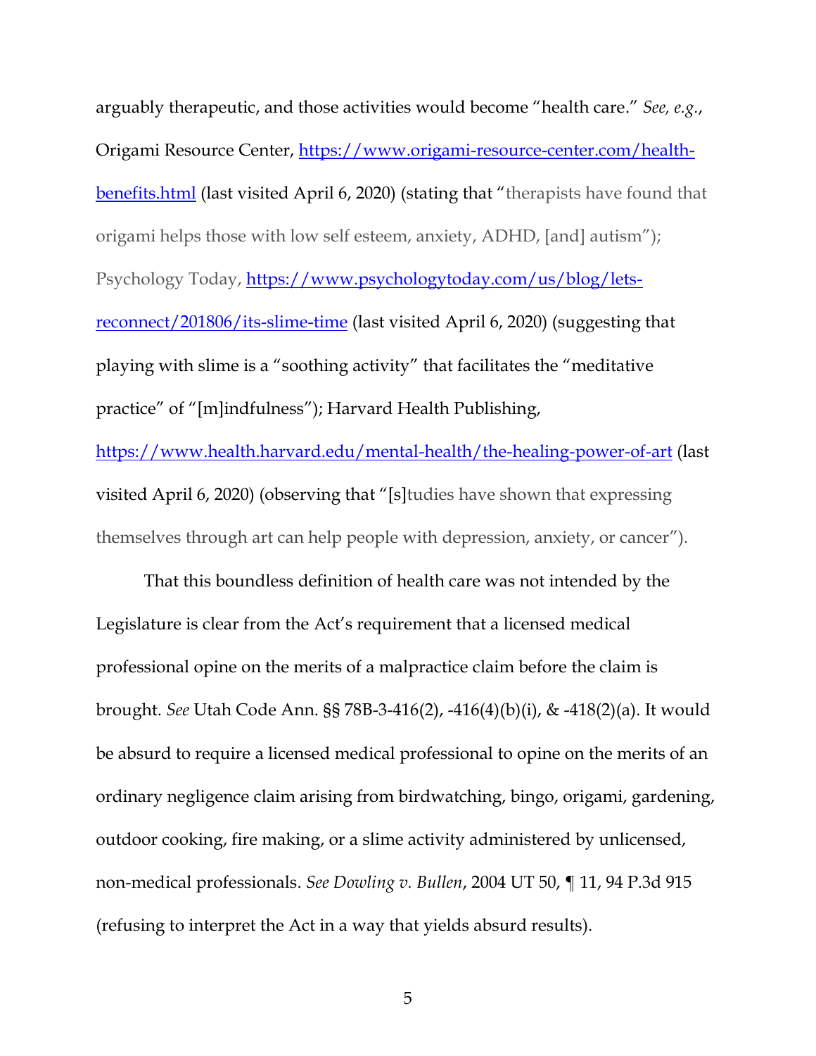arguably therapeutic, and those activities would become "health care." *See, e.g.*, Origami Resource Center, [https://www.origami-resource-center.com/health-benefits.html](https://www.origami-resource-center.com/health-benefits.html) (last visited April 6, 2020) (stating that "therapists have found that origami helps those with low self esteem, anxiety, ADHD, [and] autism"); Psychology Today, [https://www.psychologytoday.com/us/blog/lets-reconnect/201806/its-slime-time](https://www.psychologytoday.com/us/blog/lets-reconnect/201806/its-slime-time) (last visited April 6, 2020) (suggesting that playing with slime is a "soothing activity" that facilitates the "meditative practice" of "[m]indfulness"); Harvard Health Publishing, [https://www.health.harvard.edu/mental-health/the-healing-power-of-art](https://www.health.harvard.edu/mental-health/the-healing-power-of-art) (last visited April 6, 2020) (observing that "[s]tudies have shown that expressing themselves through art can help people with depression, anxiety, or cancer").

That this boundless definition of health care was not intended by the Legislature is clear from the Act's requirement that a licensed medical professional opine on the merits of a malpractice claim before the claim is brought. *See* Utah Code Ann. §§ 78B-3-416(2), -416(4)(b)(i), & -418(2)(a). It would be absurd to require a licensed medical professional to opine on the merits of an ordinary negligence claim arising from birdwatching, bingo, origami, gardening, outdoor cooking, fire making, or a slime activity administered by unlicensed, non-medical professionals. *See Dowling v. Bullen*, 2004 UT 50, ¶ 11, 94 P.3d 915 (refusing to interpret the Act in a way that yields absurd results).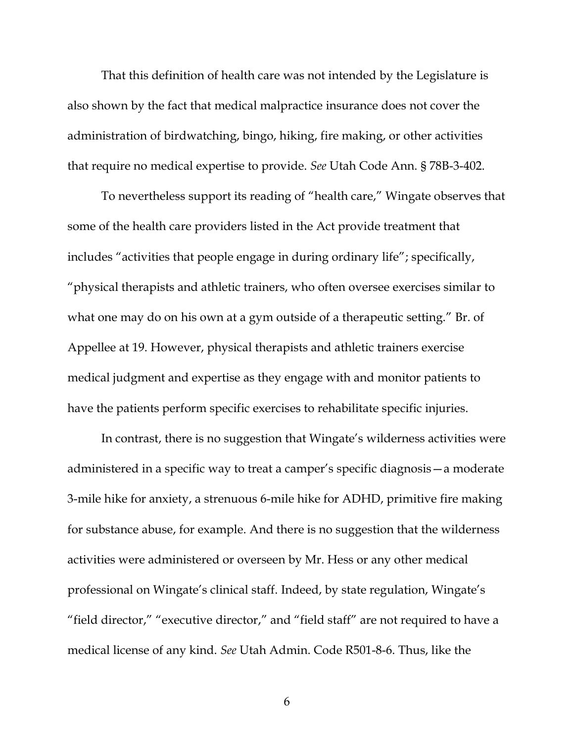That this definition of health care was not intended by the Legislature is also shown by the fact that medical malpractice insurance does not cover the administration of birdwatching, bingo, hiking, fire making, or other activities that require no medical expertise to provide. *See* Utah Code Ann. § 78B-3-402.

To nevertheless support its reading of "health care," Wingate observes that some of the health care providers listed in the Act provide treatment that includes "activities that people engage in during ordinary life"; specifically, "physical therapists and athletic trainers, who often oversee exercises similar to what one may do on his own at a gym outside of a therapeutic setting." Br. of Appellee at 19. However, physical therapists and athletic trainers exercise medical judgment and expertise as they engage with and monitor patients to have the patients perform specific exercises to rehabilitate specific injuries.

In contrast, there is no suggestion that Wingate's wilderness activities were administered in a specific way to treat a camper's specific diagnosis—a moderate 3-mile hike for anxiety, a strenuous 6-mile hike for ADHD, primitive fire making for substance abuse, for example. And there is no suggestion that the wilderness activities were administered or overseen by Mr. Hess or any other medical professional on Wingate's clinical staff. Indeed, by state regulation, Wingate's "field director," "executive director," and "field staff" are not required to have a medical license of any kind. *See* Utah Admin. Code R501-8-6. Thus, like the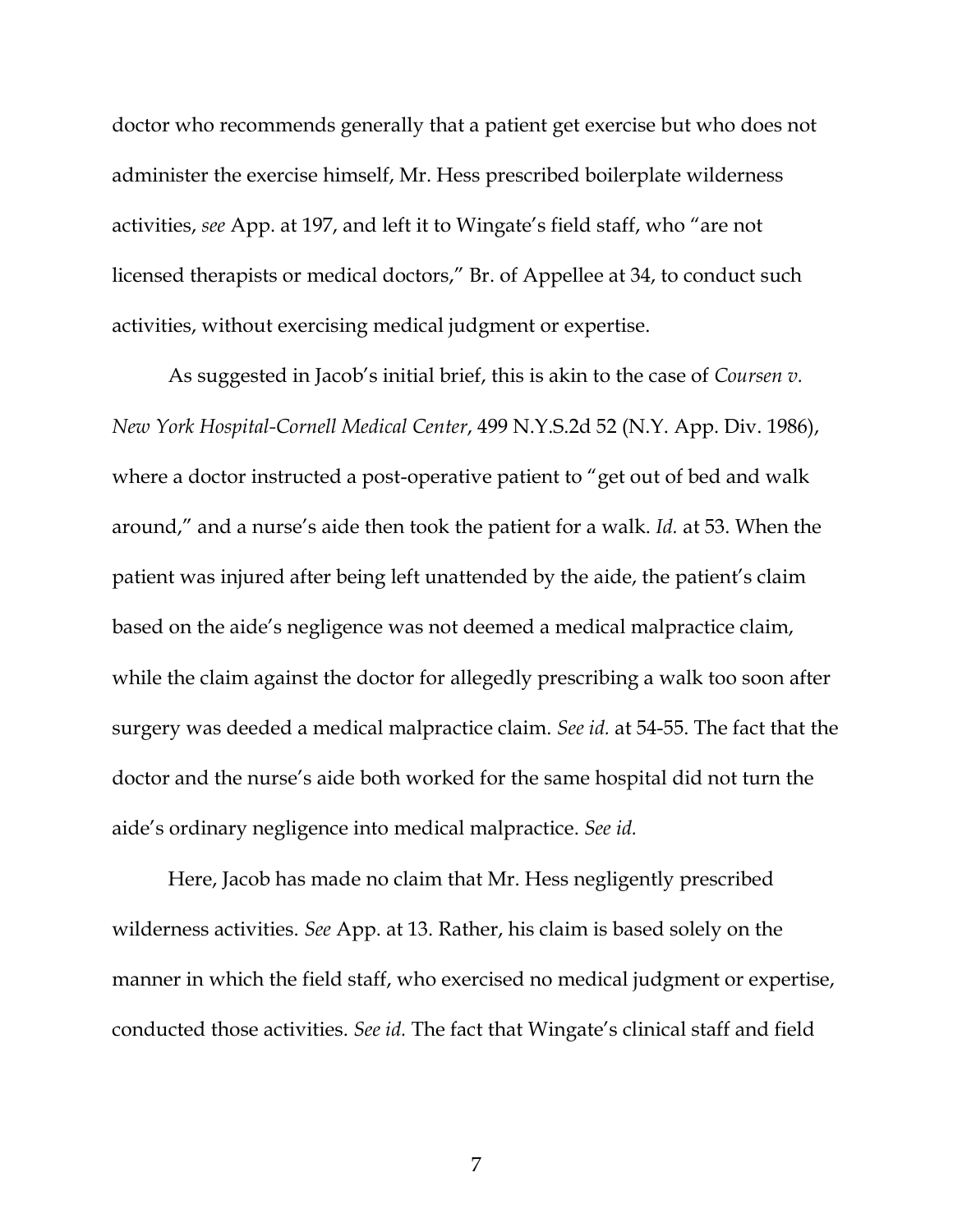doctor who recommends generally that a patient get exercise but who does not administer the exercise himself, Mr. Hess prescribed boilerplate wilderness activities, *see* App. at 197, and left it to Wingate's field staff, who "are not licensed therapists or medical doctors," Br. of Appellee at 34, to conduct such activities, without exercising medical judgment or expertise.

As suggested in Jacob's initial brief, this is akin to the case of *Coursen v. New York Hospital-Cornell Medical Center*, 499 N.Y.S.2d 52 (N.Y. App. Div. 1986), where a doctor instructed a post-operative patient to "get out of bed and walk around," and a nurse's aide then took the patient for a walk. *Id.* at 53. When the patient was injured after being left unattended by the aide, the patient's claim based on the aide's negligence was not deemed a medical malpractice claim, while the claim against the doctor for allegedly prescribing a walk too soon after surgery was deeded a medical malpractice claim. *See id.* at 54-55. The fact that the doctor and the nurse's aide both worked for the same hospital did not turn the aide's ordinary negligence into medical malpractice. *See id.*

Here, Jacob has made no claim that Mr. Hess negligently prescribed wilderness activities. *See* App. at 13. Rather, his claim is based solely on the manner in which the field staff, who exercised no medical judgment or expertise, conducted those activities. *See id.* The fact that Wingate's clinical staff and field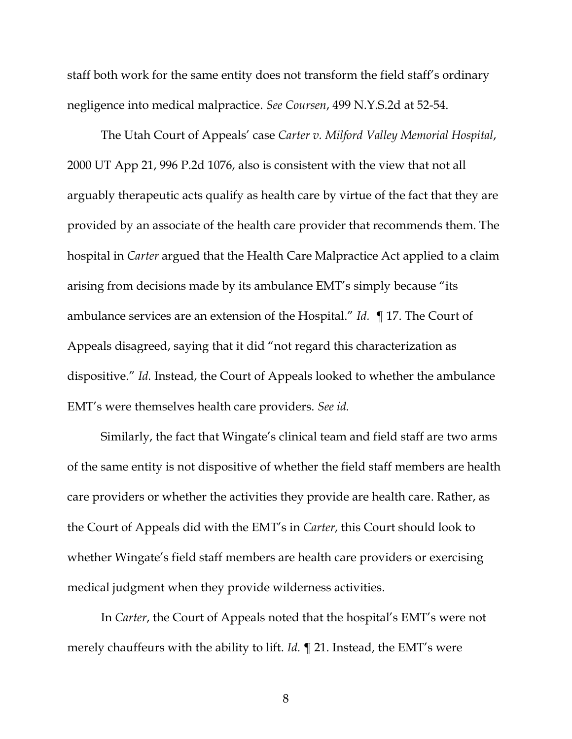staff both work for the same entity does not transform the field staff's ordinary negligence into medical malpractice. *See Coursen*, 499 N.Y.S.2d at 52-54.

The Utah Court of Appeals' case *Carter v. Milford Valley Memorial Hospital*, 2000 UT App 21, 996 P.2d 1076, also is consistent with the view that not all arguably therapeutic acts qualify as health care by virtue of the fact that they are provided by an associate of the health care provider that recommends them. The hospital in *Carter* argued that the Health Care Malpractice Act applied to a claim arising from decisions made by its ambulance EMT's simply because "its ambulance services are an extension of the Hospital." *Id.* ¶ 17. The Court of Appeals disagreed, saying that it did "not regard this characterization as dispositive." *Id.* Instead, the Court of Appeals looked to whether the ambulance EMT's were themselves health care providers. *See id.*

Similarly, the fact that Wingate's clinical team and field staff are two arms of the same entity is not dispositive of whether the field staff members are health care providers or whether the activities they provide are health care. Rather, as the Court of Appeals did with the EMT's in *Carter*, this Court should look to whether Wingate's field staff members are health care providers or exercising medical judgment when they provide wilderness activities.

In *Carter*, the Court of Appeals noted that the hospital's EMT's were not merely chauffeurs with the ability to lift. *Id.* ¶ 21. Instead, the EMT's were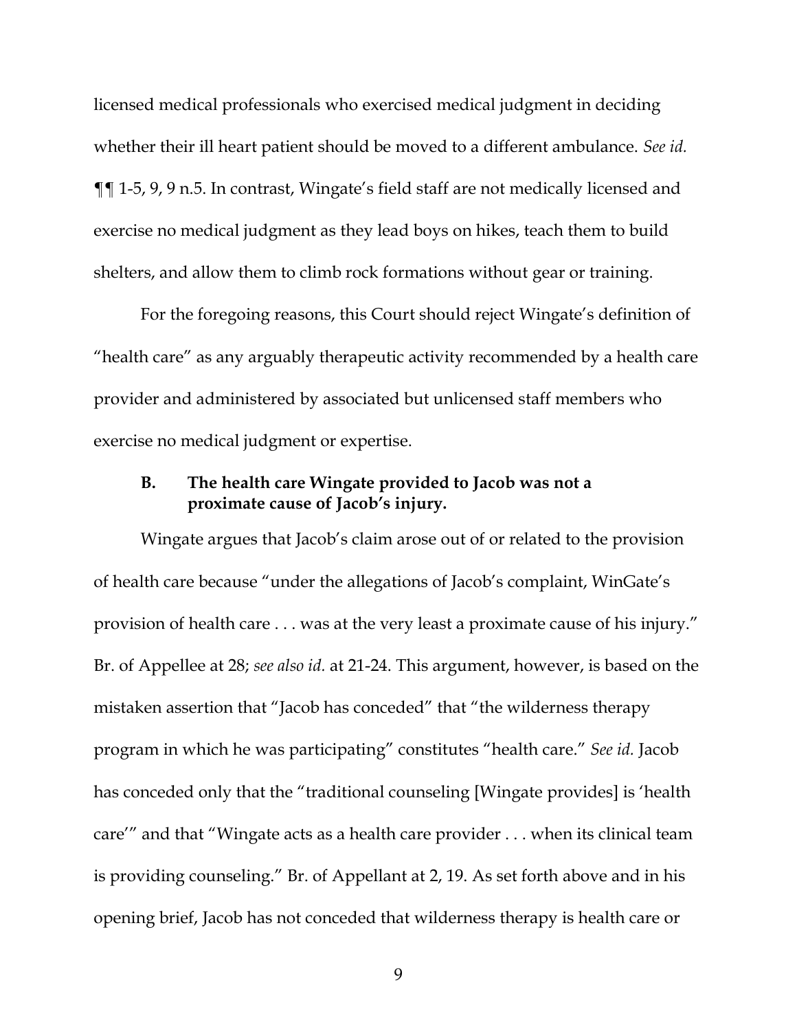licensed medical professionals who exercised medical judgment in deciding whether their ill heart patient should be moved to a different ambulance. *See id.* ¶¶ 1-5, 9, 9 n.5. In contrast, Wingate's field staff are not medically licensed and exercise no medical judgment as they lead boys on hikes, teach them to build shelters, and allow them to climb rock formations without gear or training.

For the foregoing reasons, this Court should reject Wingate's definition of "health care" as any arguably therapeutic activity recommended by a health care provider and administered by associated but unlicensed staff members who exercise no medical judgment or expertise.

### B. The health care Wingate provided to Jacob was not a proximate cause of Jacob's injury.

Wingate argues that Jacob's claim arose out of or related to the provision of health care because "under the allegations of Jacob's complaint, WinGate's provision of health care . . . was at the very least a proximate cause of his injury." Br. of Appellee at 28; *see also id.* at 21-24. This argument, however, is based on the mistaken assertion that "Jacob has conceded" that "the wilderness therapy program in which he was participating" constitutes "health care." *See id.* Jacob has conceded only that the "traditional counseling [Wingate provides] is 'health care'" and that "Wingate acts as a health care provider . . . when its clinical team is providing counseling." Br. of Appellant at 2, 19. As set forth above and in his opening brief, Jacob has not conceded that wilderness therapy is health care or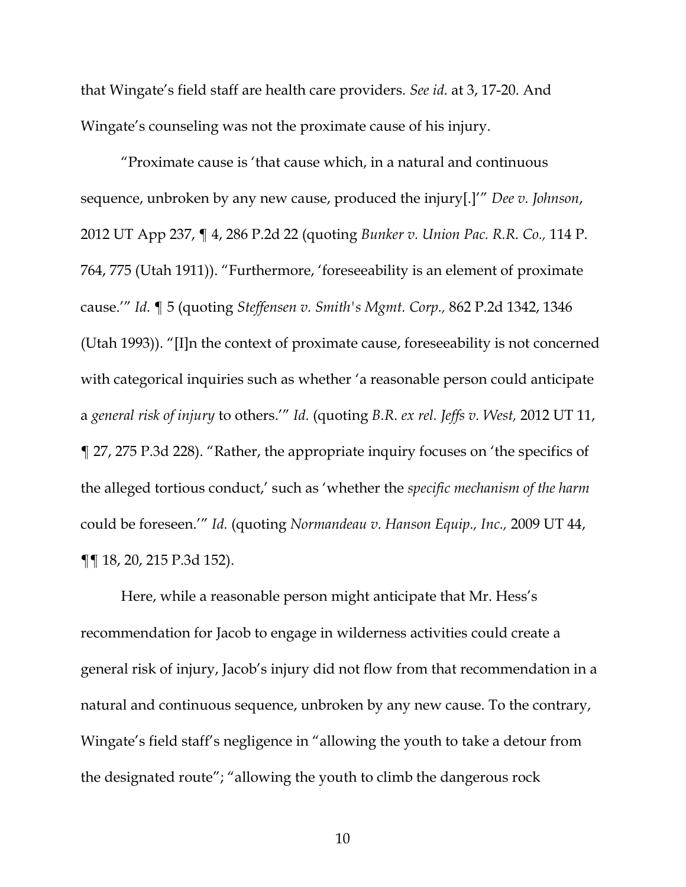that Wingate's field staff are health care providers. *See id.* at 3, 17-20. And Wingate's counseling was not the proximate cause of his injury.

"Proximate cause is 'that cause which, in a natural and continuous sequence, unbroken by any new cause, produced the injury[.]'" *Dee v. Johnson*, 2012 UT App 237, ¶ 4, 286 P.2d 22 (quoting *Bunker v. Union Pac. R.R. Co.,* 114 P. 764, 775 (Utah 1911)). "Furthermore, 'foreseeability is an element of proximate cause.'" *Id.* ¶ 5 (quoting *Steffensen v. Smith's Mgmt. Corp.,* 862 P.2d 1342, 1346 (Utah 1993)). "[I]n the context of proximate cause, foreseeability is not concerned with categorical inquiries such as whether 'a reasonable person could anticipate a *general risk of injury* to others.'" *Id.* (quoting *B.R. ex rel. Jeffs v. West,* 2012 UT 11, ¶ 27, 275 P.3d 228). "Rather, the appropriate inquiry focuses on 'the specifics of the alleged tortious conduct,' such as 'whether the *specific mechanism of the harm* could be foreseen.'" *Id.* (quoting *Normandeau v. Hanson Equip., Inc.,* 2009 UT 44, ¶¶ 18, 20, 215 P.3d 152).

Here, while a reasonable person might anticipate that Mr. Hess's recommendation for Jacob to engage in wilderness activities could create a general risk of injury, Jacob's injury did not flow from that recommendation in a natural and continuous sequence, unbroken by any new cause. To the contrary, Wingate's field staff's negligence in "allowing the youth to take a detour from the designated route"; "allowing the youth to climb the dangerous rock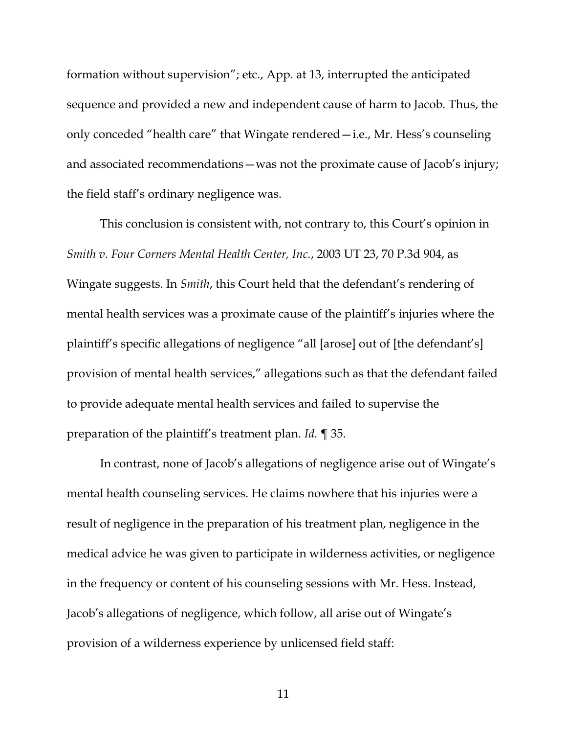formation without supervision"; etc., App. at 13, interrupted the anticipated sequence and provided a new and independent cause of harm to Jacob. Thus, the only conceded "health care" that Wingate rendered—i.e., Mr. Hess's counseling and associated recommendations—was not the proximate cause of Jacob's injury; the field staff's ordinary negligence was.

This conclusion is consistent with, not contrary to, this Court's opinion in *Smith v. Four Corners Mental Health Center, Inc.*, 2003 UT 23, 70 P.3d 904, as Wingate suggests. In *Smith*, this Court held that the defendant's rendering of mental health services was a proximate cause of the plaintiff's injuries where the plaintiff's specific allegations of negligence "all [arose] out of [the defendant's] provision of mental health services," allegations such as that the defendant failed to provide adequate mental health services and failed to supervise the preparation of the plaintiff's treatment plan. *Id.* ¶ 35.

In contrast, none of Jacob's allegations of negligence arise out of Wingate's mental health counseling services. He claims nowhere that his injuries were a result of negligence in the preparation of his treatment plan, negligence in the medical advice he was given to participate in wilderness activities, or negligence in the frequency or content of his counseling sessions with Mr. Hess. Instead, Jacob's allegations of negligence, which follow, all arise out of Wingate's provision of a wilderness experience by unlicensed field staff: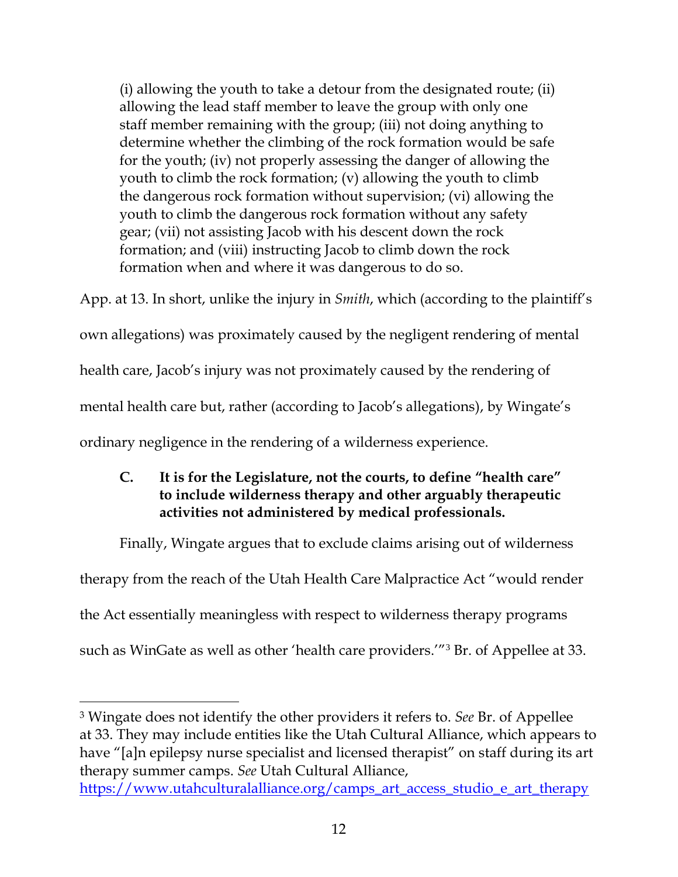> (i) allowing the youth to take a detour from the designated route; (ii) allowing the lead staff member to leave the group with only one staff member remaining with the group; (iii) not doing anything to determine whether the climbing of the rock formation would be safe for the youth; (iv) not properly assessing the danger of allowing the youth to climb the rock formation; (v) allowing the youth to climb the dangerous rock formation without supervision; (vi) allowing the youth to climb the dangerous rock formation without any safety gear; (vii) not assisting Jacob with his descent down the rock formation; and (viii) instructing Jacob to climb down the rock formation when and where it was dangerous to do so.

App. at 13. In short, unlike the injury in *Smith*, which (according to the plaintiff's own allegations) was proximately caused by the negligent rendering of mental health care, Jacob's injury was not proximately caused by the rendering of mental health care but, rather (according to Jacob's allegations), by Wingate's ordinary negligence in the rendering of a wilderness experience.

### C. It is for the Legislature, not the courts, to define "health care" to include wilderness therapy and other arguably therapeutic activities not administered by medical professionals.

Finally, Wingate argues that to exclude claims arising out of wilderness therapy from the reach of the Utah Health Care Malpractice Act "would render the Act essentially meaningless with respect to wilderness therapy programs such as WinGate as well as other 'health care providers.'"[3] Br. of Appellee at 33.

---

[3] Wingate does not identify the other providers it refers to. *See* Br. of Appellee at 33. They may include entities like the Utah Cultural Alliance, which appears to have "[a]n epilepsy nurse specialist and licensed therapist" on staff during its art therapy summer camps. *See* Utah Cultural Alliance, https://www.utahculturalalliance.org/camps_art_access_studio_e_art_therapy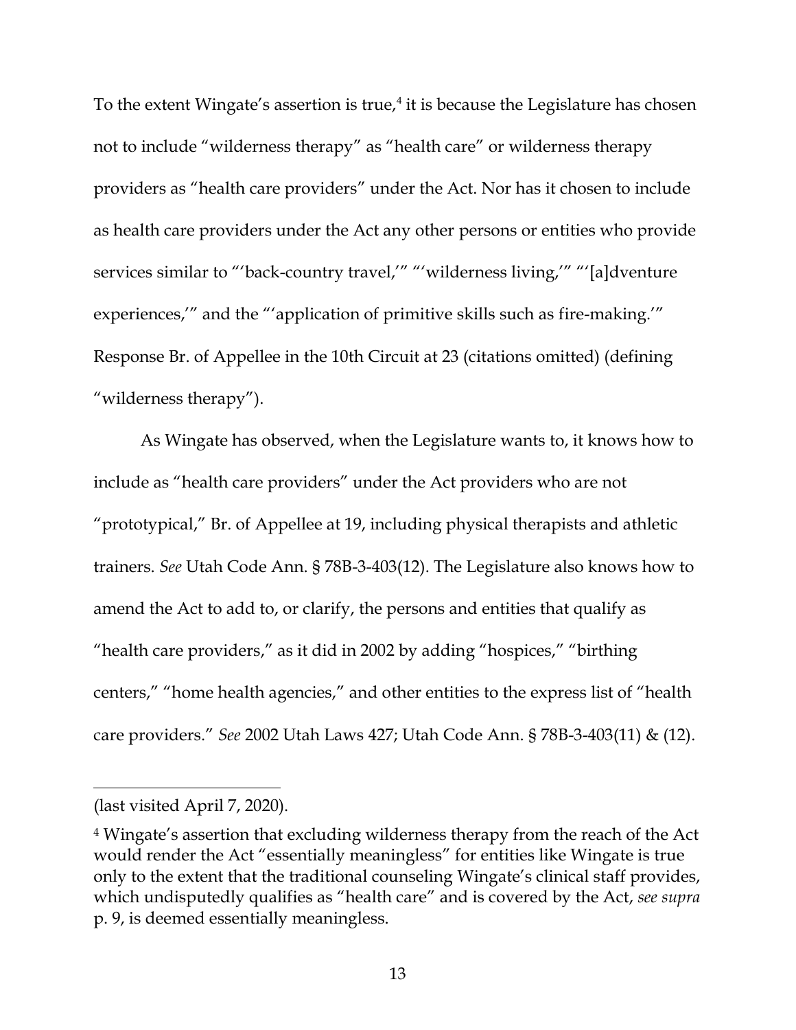To the extent Wingate's assertion is true,[4] it is because the Legislature has chosen not to include "wilderness therapy" as "health care" or wilderness therapy providers as "health care providers" under the Act. Nor has it chosen to include as health care providers under the Act any other persons or entities who provide services similar to "'back-country travel,'" "'wilderness living,'" "'[a]dventure experiences,'" and the "'application of primitive skills such as fire-making.'" Response Br. of Appellee in the 10th Circuit at 23 (citations omitted) (defining "wilderness therapy").

As Wingate has observed, when the Legislature wants to, it knows how to include as "health care providers" under the Act providers who are not "prototypical," Br. of Appellee at 19, including physical therapists and athletic trainers. *See* Utah Code Ann. § 78B-3-403(12). The Legislature also knows how to amend the Act to add to, or clarify, the persons and entities that qualify as "health care providers," as it did in 2002 by adding "hospices," "birthing centers," "home health agencies," and other entities to the express list of "health care providers." *See* 2002 Utah Laws 427; Utah Code Ann. § 78B-3-403(11) & (12).

---

(last visited April 7, 2020).

[4] Wingate's assertion that excluding wilderness therapy from the reach of the Act would render the Act "essentially meaningless" for entities like Wingate is true only to the extent that the traditional counseling Wingate's clinical staff provides, which undisputedly qualifies as "health care" and is covered by the Act, *see supra* p. 9, is deemed essentially meaningless.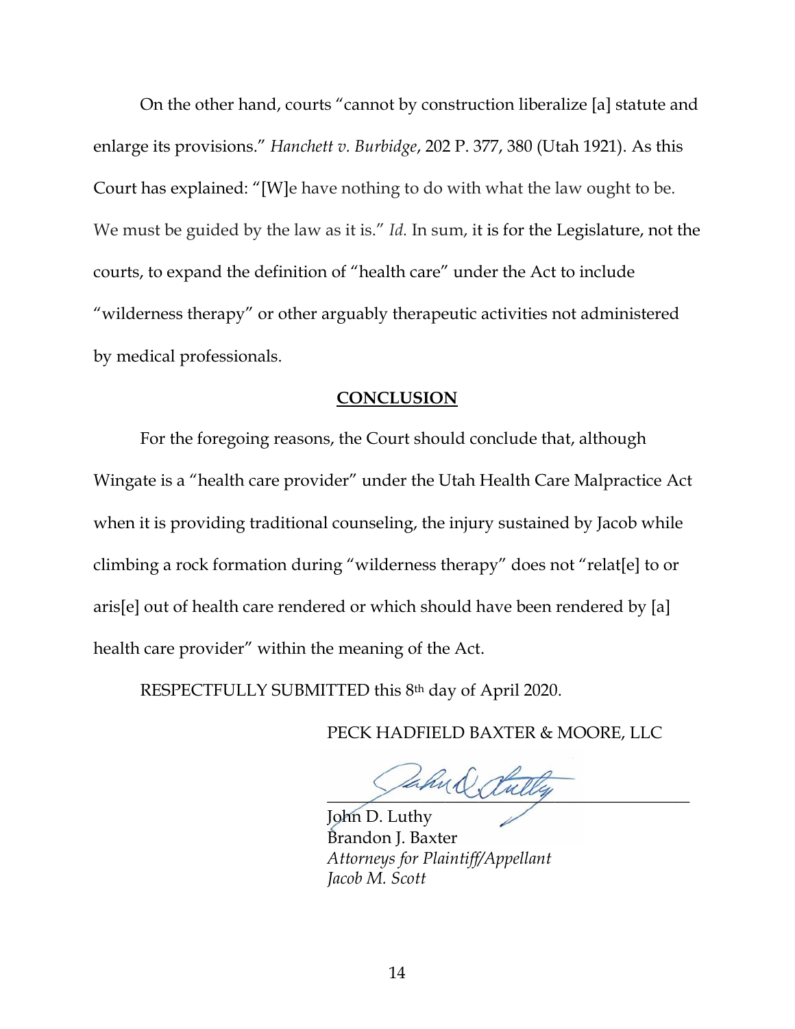On the other hand, courts "cannot by construction liberalize [a] statute and enlarge its provisions." *Hanchett v. Burbidge*, 202 P. 377, 380 (Utah 1921). As this Court has explained: "[W]e have nothing to do with what the law ought to be. We must be guided by the law as it is." *Id.* In sum, it is for the Legislature, not the courts, to expand the definition of "health care" under the Act to include "wilderness therapy" or other arguably therapeutic activities not administered by medical professionals.

## CONCLUSION

For the foregoing reasons, the Court should conclude that, although Wingate is a "health care provider" under the Utah Health Care Malpractice Act when it is providing traditional counseling, the injury sustained by Jacob while climbing a rock formation during "wilderness therapy" does not "relat[e] to or aris[e] out of health care rendered or which should have been rendered by [a] health care provider" within the meaning of the Act.

RESPECTFULLY SUBMITTED this 8th day of April 2020.

PECK HADFIELD BAXTER & MOORE, LLC

John D. Luthy
Brandon J. Baxter
*Attorneys for Plaintiff/Appellant*
*Jacob M. Scott*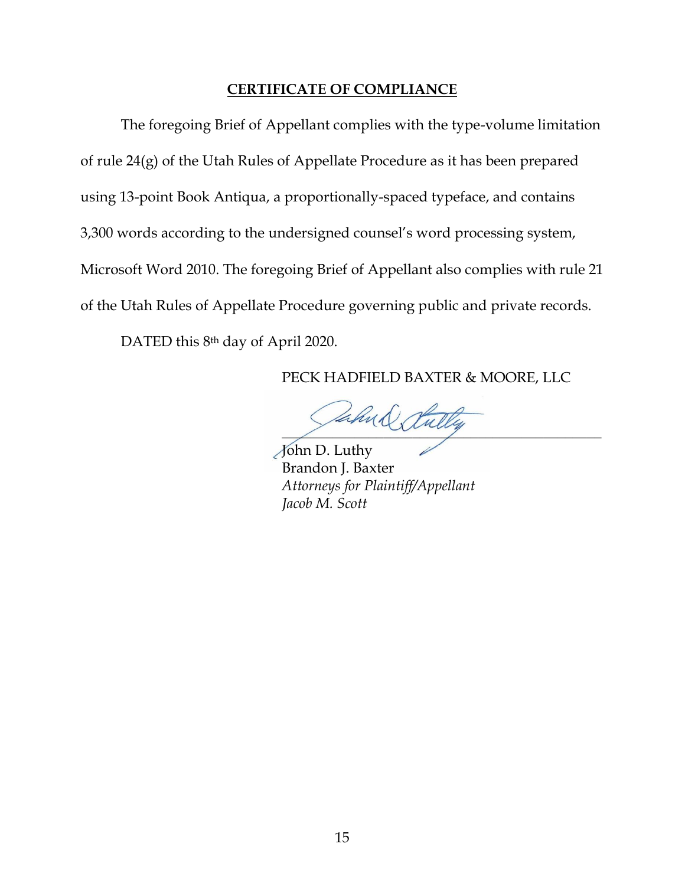## CERTIFICATE OF COMPLIANCE

The foregoing Brief of Appellant complies with the type-volume limitation of rule 24(g) of the Utah Rules of Appellate Procedure as it has been prepared using 13-point Book Antiqua, a proportionally-spaced typeface, and contains 3,300 words according to the undersigned counsel's word processing system, Microsoft Word 2010. The foregoing Brief of Appellant also complies with rule 21 of the Utah Rules of Appellate Procedure governing public and private records.

DATED this 8th day of April 2020.

PECK HADFIELD BAXTER & MOORE, LLC

\_\_\_\_\_\_\_\_\_\_\_\_\_\_\_\_\_\_\_\_\_\_\_\_\_\_\_\_\_\_\_\_\_\_\_\_

John D. Luthy
Brandon J. Baxter
*Attorneys for Plaintiff/Appellant*
*Jacob M. Scott*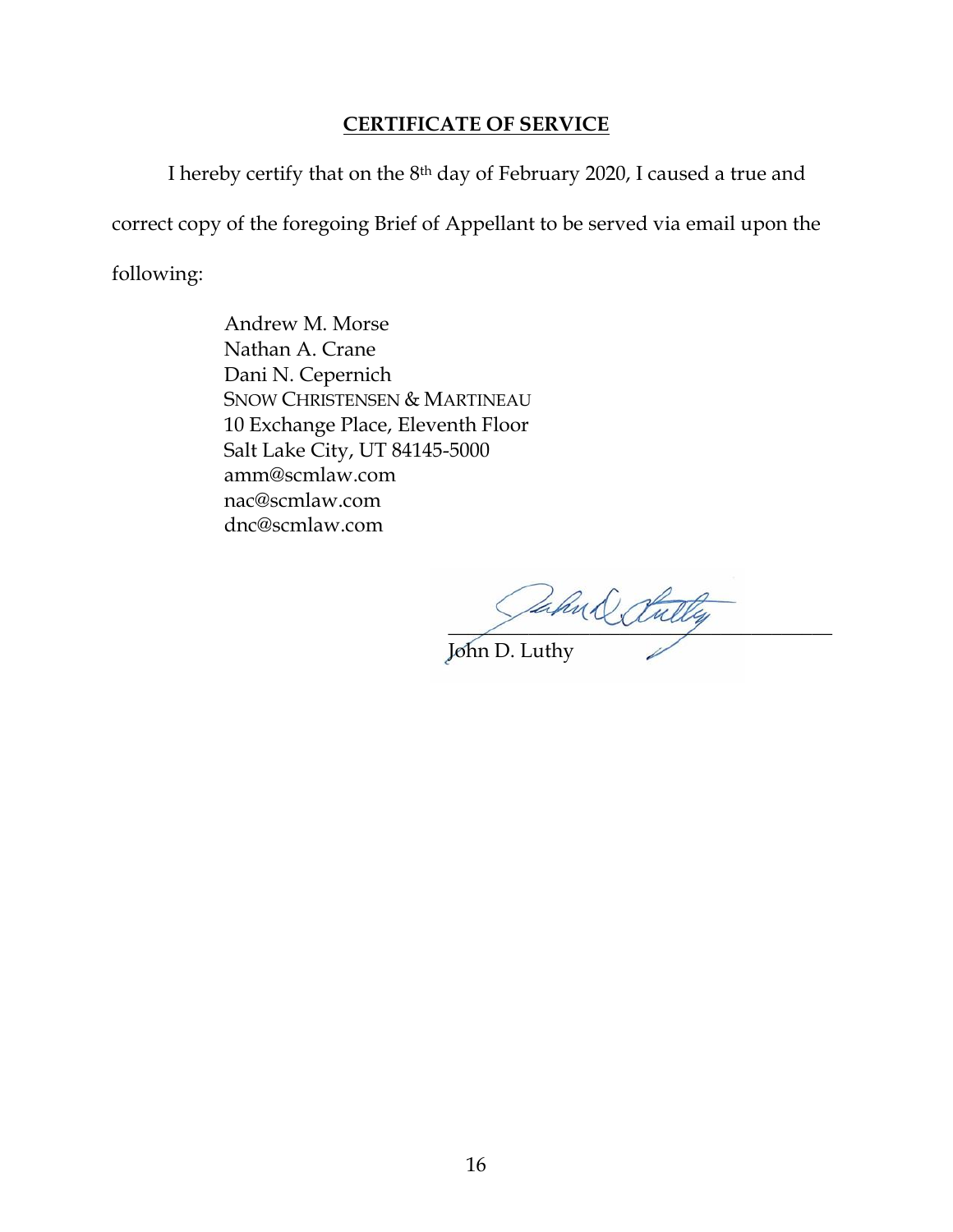**CERTIFICATE OF SERVICE**

I hereby certify that on the 8th day of February 2020, I caused a true and correct copy of the foregoing Brief of Appellant to be served via email upon the following:

Andrew M. Morse
Nathan A. Crane
Dani N. Cepernich
SNOW CHRISTENSEN & MARTINEAU
10 Exchange Place, Eleventh Floor
Salt Lake City, UT 84145-5000
amm@scmlaw.com
nac@scmlaw.com
dnc@scmlaw.com

\_\_\_\_\_\_\_\_\_\_\_\_\_\_\_\_\_\_\_\_\_\_\_\_\_\_\_\_\_\_\_\_
John D. Luthy